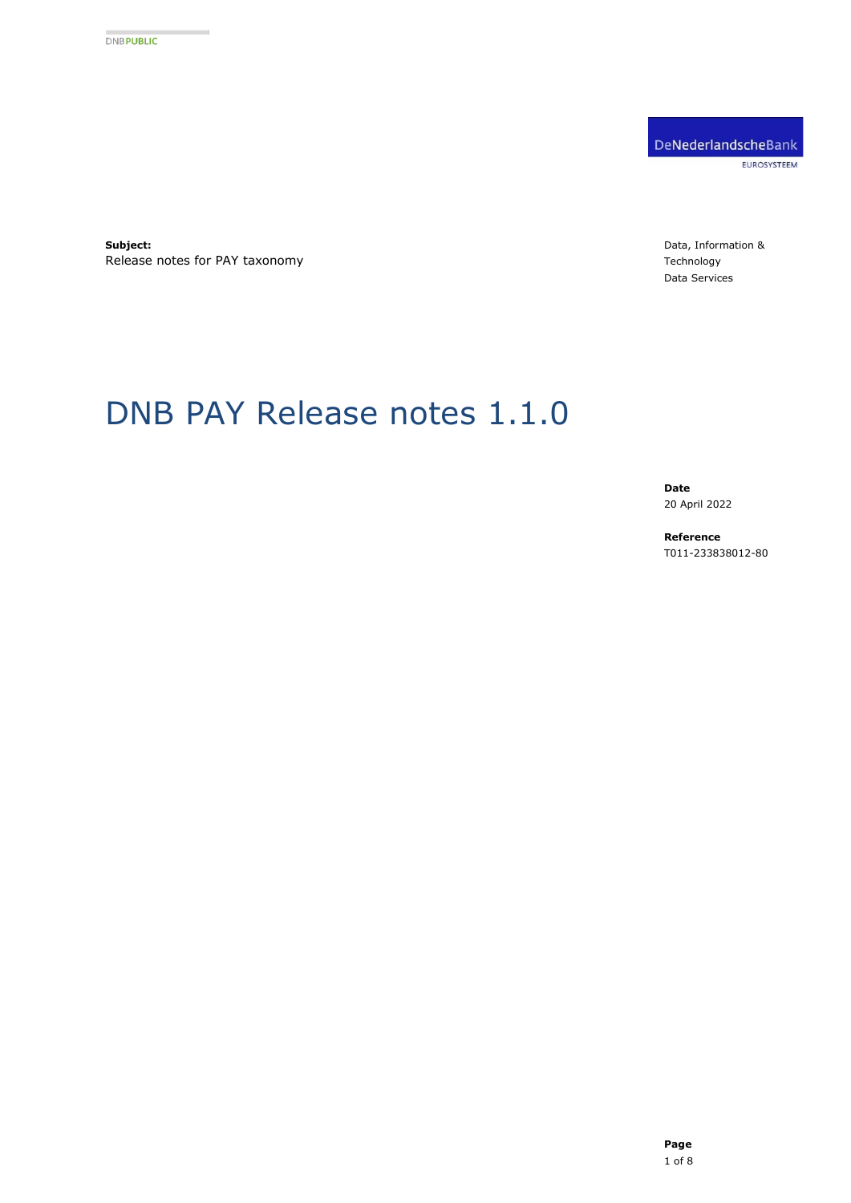DNB PUBLIC

DeNederlandscheBank
EUROSYSTEEM

**Subject:**
Release notes for PAY taxonomy

Data, Information & Technology
Data Services

# DNB PAY Release notes 1.1.0

**Date**
20 April 2022

**Reference**
T011-233838012-80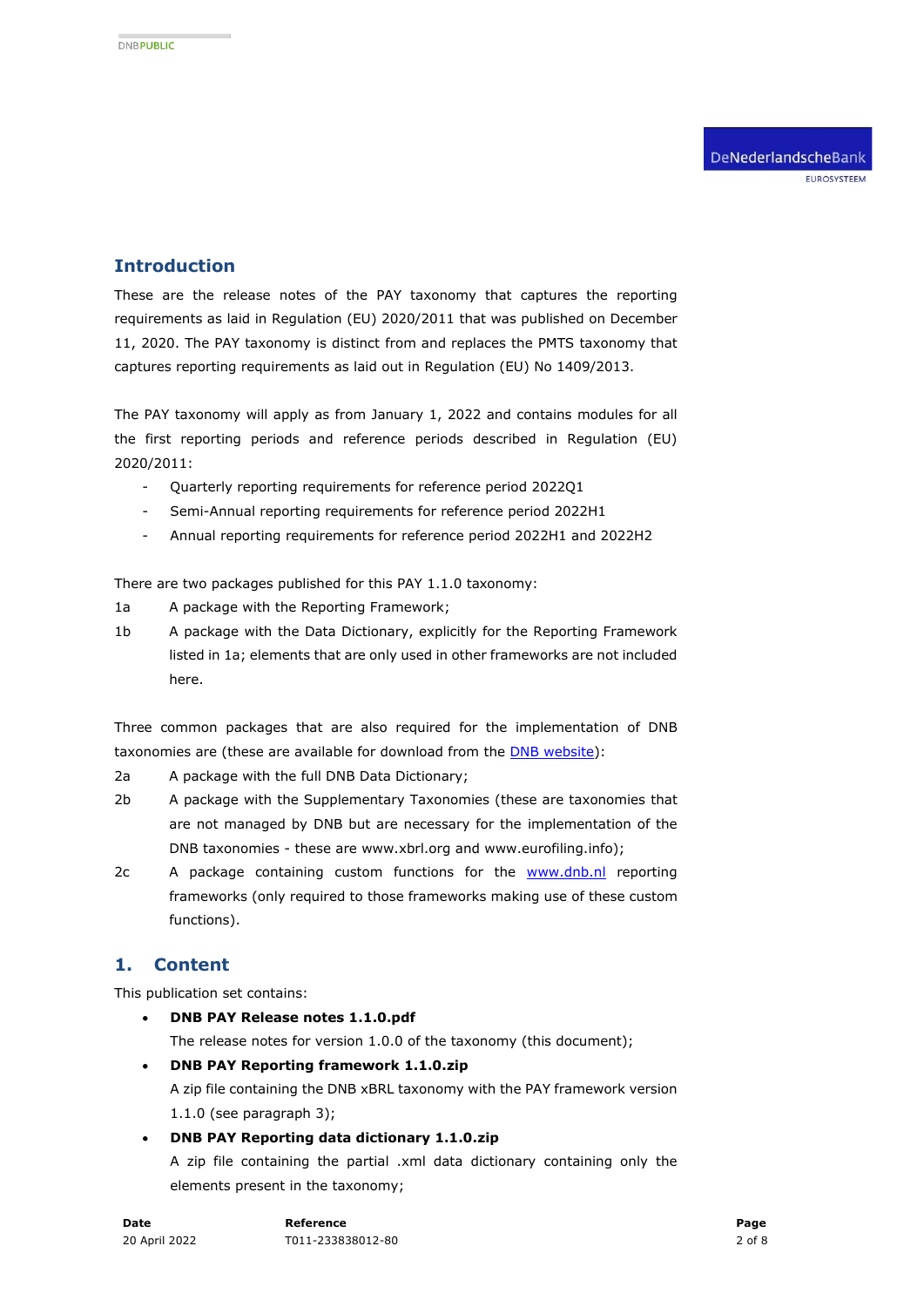## Introduction

These are the release notes of the PAY taxonomy that captures the reporting requirements as laid in Regulation (EU) 2020/2011 that was published on December 11, 2020. The PAY taxonomy is distinct from and replaces the PMTS taxonomy that captures reporting requirements as laid out in Regulation (EU) No 1409/2013.

The PAY taxonomy will apply as from January 1, 2022 and contains modules for all the first reporting periods and reference periods described in Regulation (EU) 2020/2011:

- Quarterly reporting requirements for reference period 2022Q1
- Semi-Annual reporting requirements for reference period 2022H1
- Annual reporting requirements for reference period 2022H1 and 2022H2

There are two packages published for this PAY 1.1.0 taxonomy:

1a A package with the Reporting Framework;

1b A package with the Data Dictionary, explicitly for the Reporting Framework listed in 1a; elements that are only used in other frameworks are not included here.

Three common packages that are also required for the implementation of DNB taxonomies are (these are available for download from the DNB website):

2a A package with the full DNB Data Dictionary;

2b A package with the Supplementary Taxonomies (these are taxonomies that are not managed by DNB but are necessary for the implementation of the DNB taxonomies - these are www.xbrl.org and www.eurofiling.info);

2c A package containing custom functions for the www.dnb.nl reporting frameworks (only required to those frameworks making use of these custom functions).

## 1. Content

This publication set contains:

- **DNB PAY Release notes 1.1.0.pdf**
  The release notes for version 1.0.0 of the taxonomy (this document);
- **DNB PAY Reporting framework 1.1.0.zip**
  A zip file containing the DNB xBRL taxonomy with the PAY framework version 1.1.0 (see paragraph 3);
- **DNB PAY Reporting data dictionary 1.1.0.zip**
  A zip file containing the partial .xml data dictionary containing only the elements present in the taxonomy;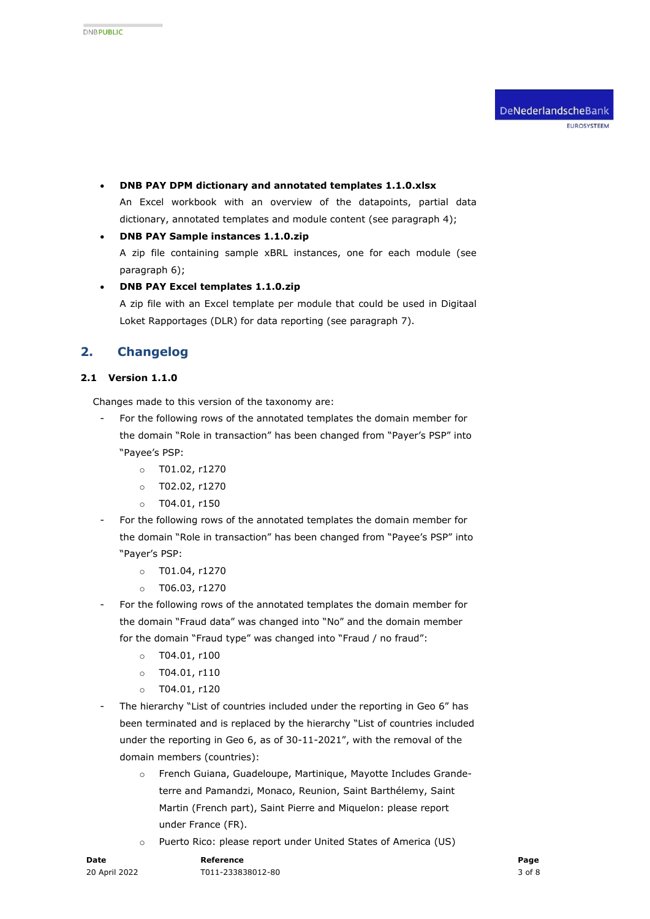- **DNB PAY DPM dictionary and annotated templates 1.1.0.xlsx**
  An Excel workbook with an overview of the datapoints, partial data dictionary, annotated templates and module content (see paragraph 4);
- **DNB PAY Sample instances 1.1.0.zip**
  A zip file containing sample xBRL instances, one for each module (see paragraph 6);
- **DNB PAY Excel templates 1.1.0.zip**
  A zip file with an Excel template per module that could be used in Digitaal Loket Rapportages (DLR) for data reporting (see paragraph 7).

## 2. Changelog

### 2.1 Version 1.1.0

Changes made to this version of the taxonomy are:

- For the following rows of the annotated templates the domain member for the domain "Role in transaction" has been changed from "Payer's PSP" into "Payee's PSP:
  - T01.02, r1270
  - T02.02, r1270
  - T04.01, r150
- For the following rows of the annotated templates the domain member for the domain "Role in transaction" has been changed from "Payee's PSP" into "Payer's PSP:
  - T01.04, r1270
  - T06.03, r1270
- For the following rows of the annotated templates the domain member for the domain "Fraud data" was changed into "No" and the domain member for the domain "Fraud type" was changed into "Fraud / no fraud":
  - T04.01, r100
  - T04.01, r110
  - T04.01, r120
- The hierarchy "List of countries included under the reporting in Geo 6" has been terminated and is replaced by the hierarchy "List of countries included under the reporting in Geo 6, as of 30-11-2021", with the removal of the domain members (countries):
  - French Guiana, Guadeloupe, Martinique, Mayotte Includes Grande-terre and Pamandzi, Monaco, Reunion, Saint Barthélemy, Saint Martin (French part), Saint Pierre and Miquelon: please report under France (FR).
  - Puerto Rico: please report under United States of America (US)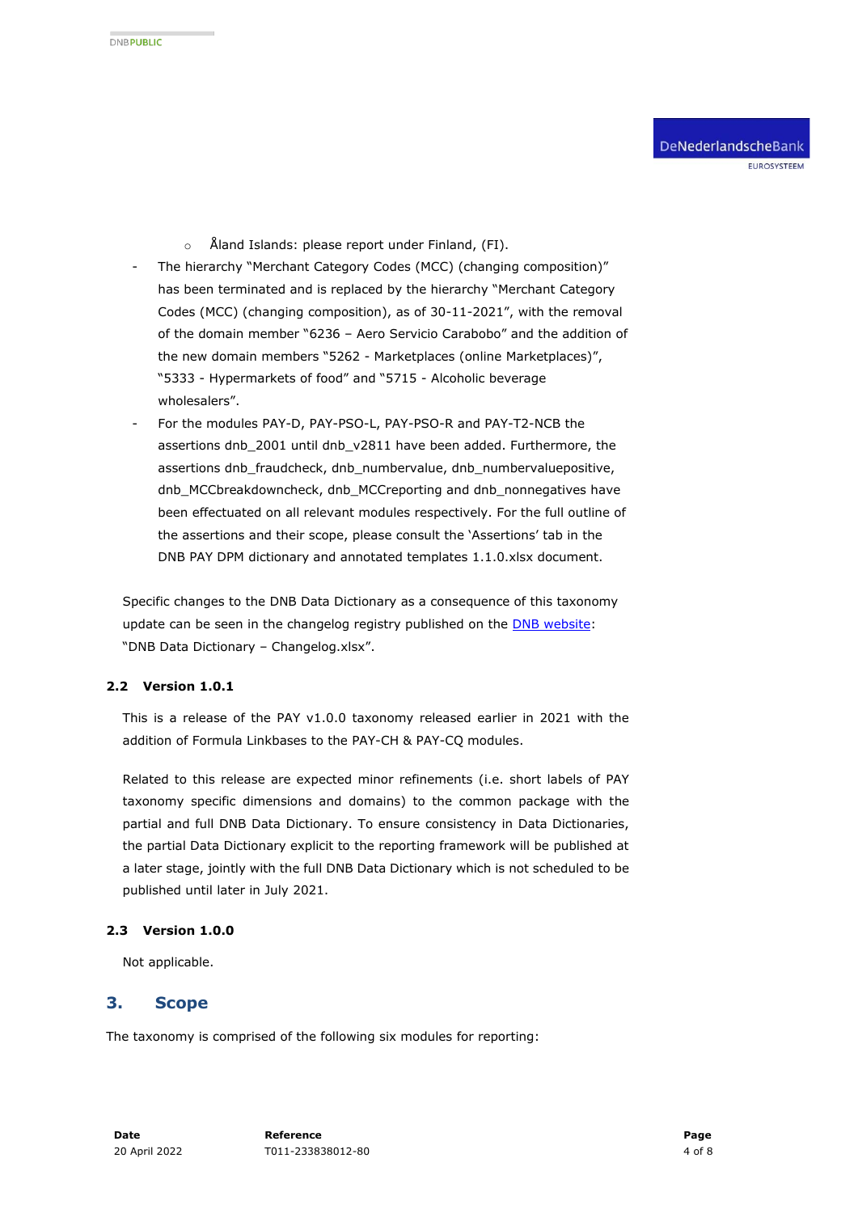- Åland Islands: please report under Finland, (FI).
- The hierarchy "Merchant Category Codes (MCC) (changing composition)" has been terminated and is replaced by the hierarchy "Merchant Category Codes (MCC) (changing composition), as of 30-11-2021", with the removal of the domain member "6236 – Aero Servicio Carabobo" and the addition of the new domain members "5262 - Marketplaces (online Marketplaces)", "5333 - Hypermarkets of food" and "5715 - Alcoholic beverage wholesalers".
- For the modules PAY-D, PAY-PSO-L, PAY-PSO-R and PAY-T2-NCB the assertions dnb_2001 until dnb_v2811 have been added. Furthermore, the assertions dnb_fraudcheck, dnb_numbervalue, dnb_numbervaluepositive, dnb_MCCbreakdowncheck, dnb_MCCreporting and dnb_nonnegatives have been effectuated on all relevant modules respectively. For the full outline of the assertions and their scope, please consult the 'Assertions' tab in the DNB PAY DPM dictionary and annotated templates 1.1.0.xlsx document.

Specific changes to the DNB Data Dictionary as a consequence of this taxonomy update can be seen in the changelog registry published on the DNB website: "DNB Data Dictionary – Changelog.xlsx".

### 2.2 Version 1.0.1

This is a release of the PAY v1.0.0 taxonomy released earlier in 2021 with the addition of Formula Linkbases to the PAY-CH & PAY-CQ modules.

Related to this release are expected minor refinements (i.e. short labels of PAY taxonomy specific dimensions and domains) to the common package with the partial and full DNB Data Dictionary. To ensure consistency in Data Dictionaries, the partial Data Dictionary explicit to the reporting framework will be published at a later stage, jointly with the full DNB Data Dictionary which is not scheduled to be published until later in July 2021.

### 2.3 Version 1.0.0

Not applicable.

## 3. Scope

The taxonomy is comprised of the following six modules for reporting: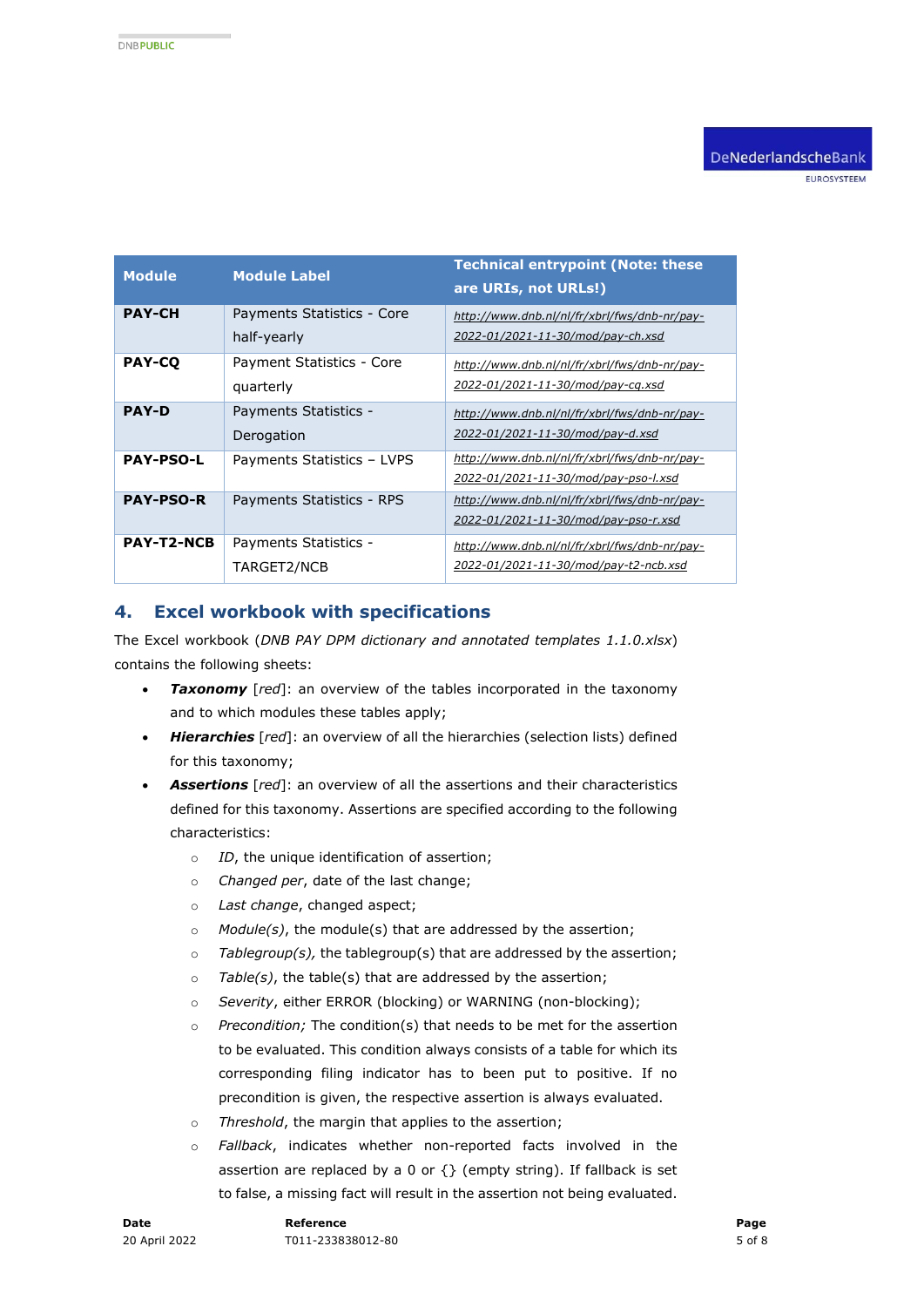| Module | Module Label | Technical entrypoint (Note: these are URIs, not URLs!) |
|---|---|---|
| **PAY-CH** | Payments Statistics - Core half-yearly | *http://www.dnb.nl/nl/fr/xbrl/fws/dnb-nr/pay-2022-01/2021-11-30/mod/pay-ch.xsd* |
| **PAY-CQ** | Payment Statistics - Core quarterly | *http://www.dnb.nl/nl/fr/xbrl/fws/dnb-nr/pay-2022-01/2021-11-30/mod/pay-cq.xsd* |
| **PAY-D** | Payments Statistics - Derogation | *http://www.dnb.nl/nl/fr/xbrl/fws/dnb-nr/pay-2022-01/2021-11-30/mod/pay-d.xsd* |
| **PAY-PSO-L** | Payments Statistics – LVPS | *http://www.dnb.nl/nl/fr/xbrl/fws/dnb-nr/pay-2022-01/2021-11-30/mod/pay-pso-l.xsd* |
| **PAY-PSO-R** | Payments Statistics - RPS | *http://www.dnb.nl/nl/fr/xbrl/fws/dnb-nr/pay-2022-01/2021-11-30/mod/pay-pso-r.xsd* |
| **PAY-T2-NCB** | Payments Statistics - TARGET2/NCB | *http://www.dnb.nl/nl/fr/xbrl/fws/dnb-nr/pay-2022-01/2021-11-30/mod/pay-t2-ncb.xsd* |

## 4. Excel workbook with specifications

The Excel workbook (*DNB PAY DPM dictionary and annotated templates 1.1.0.xlsx*) contains the following sheets:

- ***Taxonomy*** [*red*]: an overview of the tables incorporated in the taxonomy and to which modules these tables apply;
- ***Hierarchies*** [*red*]: an overview of all the hierarchies (selection lists) defined for this taxonomy;
- ***Assertions*** [*red*]: an overview of all the assertions and their characteristics defined for this taxonomy. Assertions are specified according to the following characteristics:
  - *ID*, the unique identification of assertion;
  - *Changed per*, date of the last change;
  - *Last change*, changed aspect;
  - *Module(s)*, the module(s) that are addressed by the assertion;
  - *Tablegroup(s),* the tablegroup(s) that are addressed by the assertion;
  - *Table(s)*, the table(s) that are addressed by the assertion;
  - *Severity*, either ERROR (blocking) or WARNING (non-blocking);
  - *Precondition;* The condition(s) that needs to be met for the assertion to be evaluated. This condition always consists of a table for which its corresponding filing indicator has to been put to positive. If no precondition is given, the respective assertion is always evaluated.
  - *Threshold*, the margin that applies to the assertion;
  - *Fallback*, indicates whether non-reported facts involved in the assertion are replaced by a 0 or {} (empty string). If fallback is set to false, a missing fact will result in the assertion not being evaluated.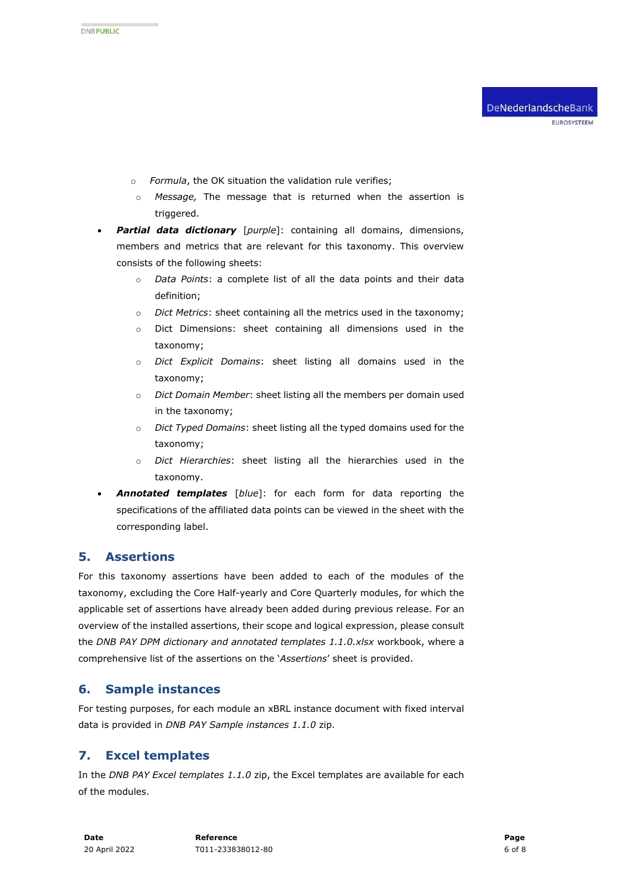- *Formula*, the OK situation the validation rule verifies;
  - *Message,* The message that is returned when the assertion is triggered.
- ***Partial data dictionary*** [*purple*]: containing all domains, dimensions, members and metrics that are relevant for this taxonomy. This overview consists of the following sheets:
  - *Data Points*: a complete list of all the data points and their data definition;
  - *Dict Metrics*: sheet containing all the metrics used in the taxonomy;
  - Dict Dimensions: sheet containing all dimensions used in the taxonomy;
  - *Dict Explicit Domains*: sheet listing all domains used in the taxonomy;
  - *Dict Domain Member*: sheet listing all the members per domain used in the taxonomy;
  - *Dict Typed Domains*: sheet listing all the typed domains used for the taxonomy;
  - *Dict Hierarchies*: sheet listing all the hierarchies used in the taxonomy.
- ***Annotated templates*** [*blue*]: for each form for data reporting the specifications of the affiliated data points can be viewed in the sheet with the corresponding label.

## 5. Assertions

For this taxonomy assertions have been added to each of the modules of the taxonomy, excluding the Core Half-yearly and Core Quarterly modules, for which the applicable set of assertions have already been added during previous release. For an overview of the installed assertions, their scope and logical expression, please consult the *DNB PAY DPM dictionary and annotated templates 1.1.0.xlsx* workbook, where a comprehensive list of the assertions on the '*Assertions*' sheet is provided.

## 6. Sample instances

For testing purposes, for each module an xBRL instance document with fixed interval data is provided in *DNB PAY Sample instances 1.1.0* zip.

## 7. Excel templates

In the *DNB PAY Excel templates 1.1.0* zip, the Excel templates are available for each of the modules.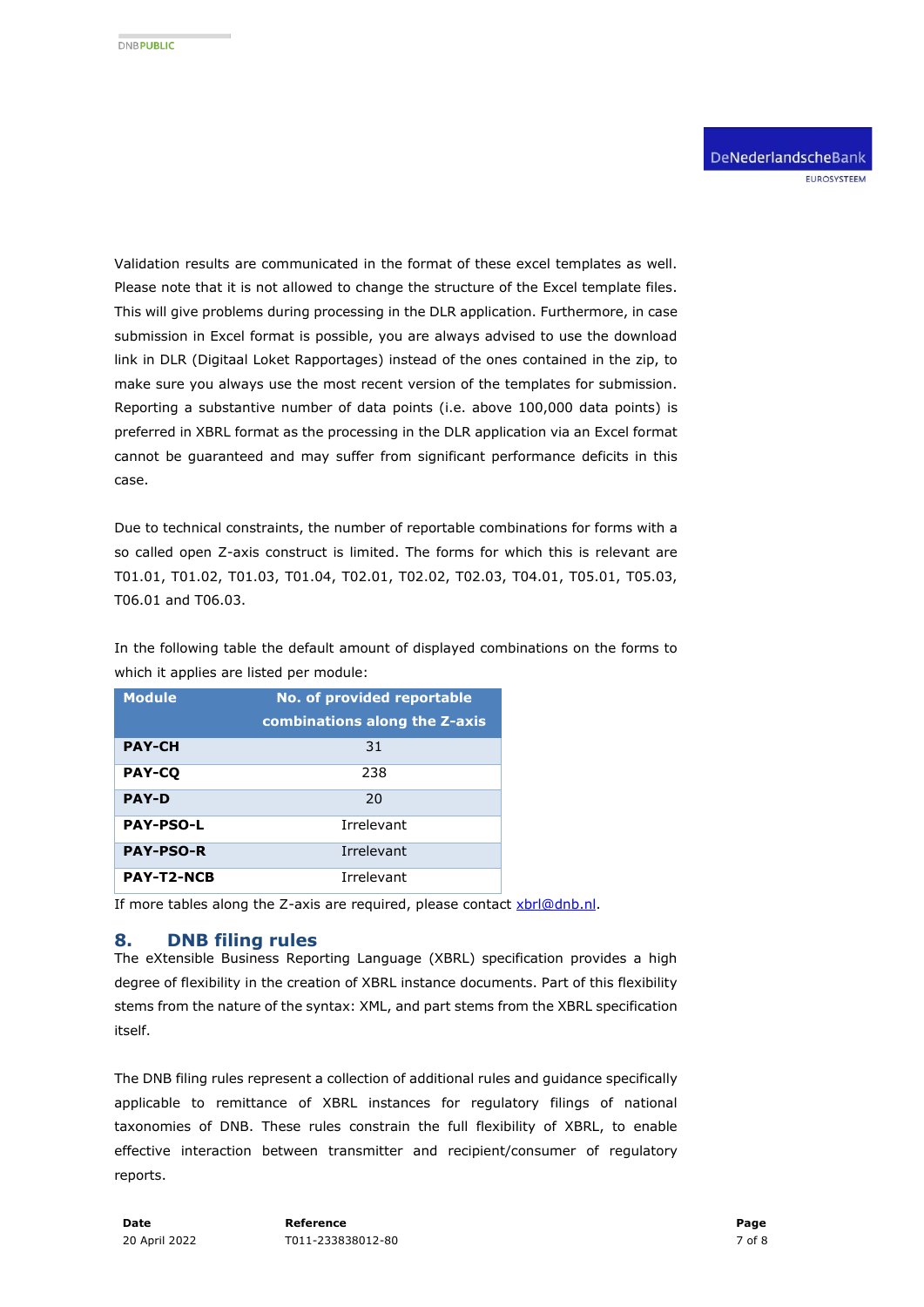Validation results are communicated in the format of these excel templates as well. Please note that it is not allowed to change the structure of the Excel template files. This will give problems during processing in the DLR application. Furthermore, in case submission in Excel format is possible, you are always advised to use the download link in DLR (Digitaal Loket Rapportages) instead of the ones contained in the zip, to make sure you always use the most recent version of the templates for submission. Reporting a substantive number of data points (i.e. above 100,000 data points) is preferred in XBRL format as the processing in the DLR application via an Excel format cannot be guaranteed and may suffer from significant performance deficits in this case.

Due to technical constraints, the number of reportable combinations for forms with a so called open Z-axis construct is limited. The forms for which this is relevant are T01.01, T01.02, T01.03, T01.04, T02.01, T02.02, T02.03, T04.01, T05.01, T05.03, T06.01 and T06.03.

In the following table the default amount of displayed combinations on the forms to which it applies are listed per module:

| Module | No. of provided reportable combinations along the Z-axis |
|---|---|
| **PAY-CH** | 31 |
| **PAY-CQ** | 238 |
| **PAY-D** | 20 |
| **PAY-PSO-L** | Irrelevant |
| **PAY-PSO-R** | Irrelevant |
| **PAY-T2-NCB** | Irrelevant |

If more tables along the Z-axis are required, please contact xbrl@dnb.nl.

## 8. DNB filing rules

The eXtensible Business Reporting Language (XBRL) specification provides a high degree of flexibility in the creation of XBRL instance documents. Part of this flexibility stems from the nature of the syntax: XML, and part stems from the XBRL specification itself.

The DNB filing rules represent a collection of additional rules and guidance specifically applicable to remittance of XBRL instances for regulatory filings of national taxonomies of DNB. These rules constrain the full flexibility of XBRL, to enable effective interaction between transmitter and recipient/consumer of regulatory reports.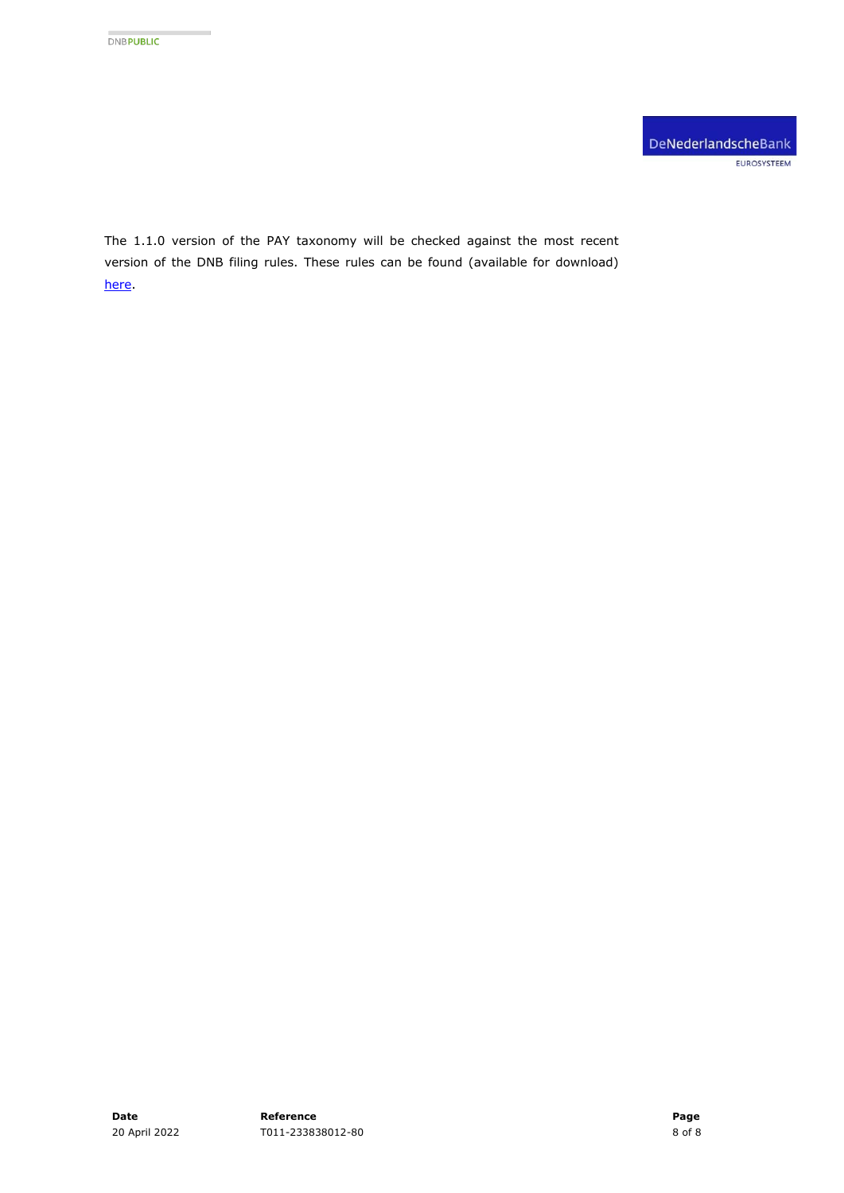The 1.1.0 version of the PAY taxonomy will be checked against the most recent version of the DNB filing rules. These rules can be found (available for download) here.